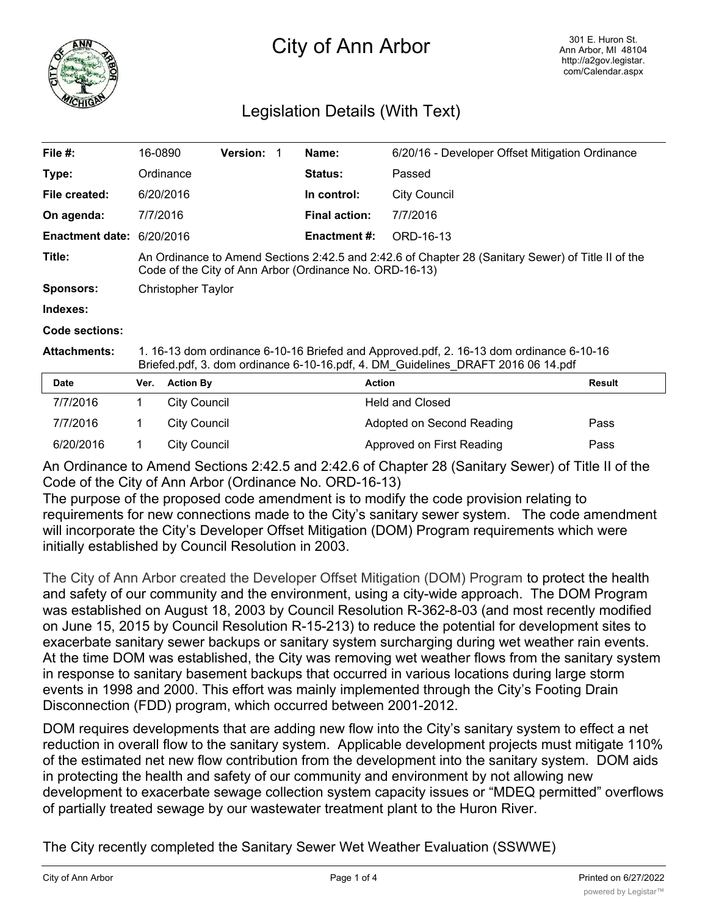# City of Ann Arbor

301 E. Huron St.
Ann Arbor, MI 48104
http://a2gov.legistar.com/Calendar.aspx

## Legislation Details (With Text)

| | | | | | |
|---|---|---|---|---|---|
| **File #:** | 16-0890 | **Version:** 1 | | **Name:** | 6/20/16 - Developer Offset Mitigation Ordinance |
| **Type:** | Ordinance | | | **Status:** | Passed |
| **File created:** | 6/20/2016 | | | **In control:** | City Council |
| **On agenda:** | 7/7/2016 | | | **Final action:** | 7/7/2016 |
| **Enactment date:** | 6/20/2016 | | | **Enactment #:** | ORD-16-13 |

**Title:** An Ordinance to Amend Sections 2:42.5 and 2:42.6 of Chapter 28 (Sanitary Sewer) of Title II of the Code of the City of Ann Arbor (Ordinance No. ORD-16-13)

**Sponsors:** Christopher Taylor

**Indexes:**

**Code sections:**

**Attachments:** 1. 16-13 dom ordinance 6-10-16 Briefed and Approved.pdf, 2. 16-13 dom ordinance 6-10-16 Briefed.pdf, 3. dom ordinance 6-10-16.pdf, 4. DM_Guidelines_DRAFT 2016 06 14.pdf

| Date | Ver. | Action By | Action | Result |
|---|---|---|---|---|
| 7/7/2016 | 1 | City Council | Held and Closed | |
| 7/7/2016 | 1 | City Council | Adopted on Second Reading | Pass |
| 6/20/2016 | 1 | City Council | Approved on First Reading | Pass |

An Ordinance to Amend Sections 2:42.5 and 2:42.6 of Chapter 28 (Sanitary Sewer) of Title II of the Code of the City of Ann Arbor (Ordinance No. ORD-16-13)

The purpose of the proposed code amendment is to modify the code provision relating to requirements for new connections made to the City's sanitary sewer system. The code amendment will incorporate the City's Developer Offset Mitigation (DOM) Program requirements which were initially established by Council Resolution in 2003.

The City of Ann Arbor created the Developer Offset Mitigation (DOM) Program to protect the health and safety of our community and the environment, using a city-wide approach. The DOM Program was established on August 18, 2003 by Council Resolution R-362-8-03 (and most recently modified on June 15, 2015 by Council Resolution R-15-213) to reduce the potential for development sites to exacerbate sanitary sewer backups or sanitary system surcharging during wet weather rain events. At the time DOM was established, the City was removing wet weather flows from the sanitary system in response to sanitary basement backups that occurred in various locations during large storm events in 1998 and 2000. This effort was mainly implemented through the City's Footing Drain Disconnection (FDD) program, which occurred between 2001-2012.

DOM requires developments that are adding new flow into the City's sanitary system to effect a net reduction in overall flow to the sanitary system. Applicable development projects must mitigate 110% of the estimated net new flow contribution from the development into the sanitary system. DOM aids in protecting the health and safety of our community and environment by not allowing new development to exacerbate sewage collection system capacity issues or "MDEQ permitted" overflows of partially treated sewage by our wastewater treatment plant to the Huron River.

The City recently completed the Sanitary Sewer Wet Weather Evaluation (SSWWE)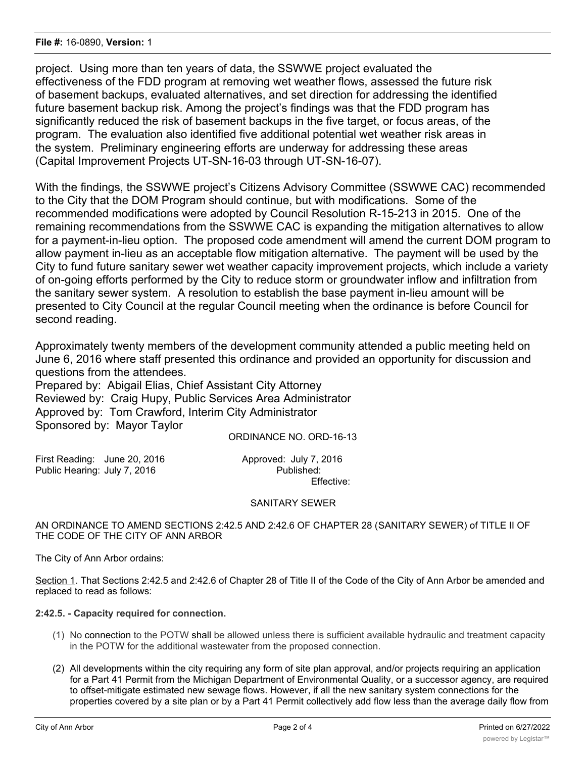project. Using more than ten years of data, the SSWWE project evaluated the effectiveness of the FDD program at removing wet weather flows, assessed the future risk of basement backups, evaluated alternatives, and set direction for addressing the identified future basement backup risk. Among the project's findings was that the FDD program has significantly reduced the risk of basement backups in the five target, or focus areas, of the program. The evaluation also identified five additional potential wet weather risk areas in the system. Preliminary engineering efforts are underway for addressing these areas (Capital Improvement Projects UT-SN-16-03 through UT-SN-16-07).

With the findings, the SSWWE project's Citizens Advisory Committee (SSWWE CAC) recommended to the City that the DOM Program should continue, but with modifications. Some of the recommended modifications were adopted by Council Resolution R-15-213 in 2015. One of the remaining recommendations from the SSWWE CAC is expanding the mitigation alternatives to allow for a payment-in-lieu option. The proposed code amendment will amend the current DOM program to allow payment in-lieu as an acceptable flow mitigation alternative. The payment will be used by the City to fund future sanitary sewer wet weather capacity improvement projects, which include a variety of on-going efforts performed by the City to reduce storm or groundwater inflow and infiltration from the sanitary sewer system. A resolution to establish the base payment in-lieu amount will be presented to City Council at the regular Council meeting when the ordinance is before Council for second reading.

Approximately twenty members of the development community attended a public meeting held on June 6, 2016 where staff presented this ordinance and provided an opportunity for discussion and questions from the attendees.

Prepared by: Abigail Elias, Chief Assistant City Attorney
Reviewed by: Craig Hupy, Public Services Area Administrator
Approved by: Tom Crawford, Interim City Administrator
Sponsored by: Mayor Taylor

ORDINANCE NO. ORD-16-13

First Reading: June 20, 2016
Public Hearing: July 7, 2016

Approved: July 7, 2016
Published:
Effective:

SANITARY SEWER

AN ORDINANCE TO AMEND SECTIONS 2:42.5 AND 2:42.6 OF CHAPTER 28 (SANITARY SEWER) of TITLE II OF THE CODE OF THE CITY OF ANN ARBOR

The City of Ann Arbor ordains:

Section 1. That Sections 2:42.5 and 2:42.6 of Chapter 28 of Title II of the Code of the City of Ann Arbor be amended and replaced to read as follows:

**2:42.5. - Capacity required for connection.**

(1) No connection to the POTW shall be allowed unless there is sufficient available hydraulic and treatment capacity in the POTW for the additional wastewater from the proposed connection.

(2) All developments within the city requiring any form of site plan approval, and/or projects requiring an application for a Part 41 Permit from the Michigan Department of Environmental Quality, or a successor agency, are required to offset-mitigate estimated new sewage flows. However, if all the new sanitary system connections for the properties covered by a site plan or by a Part 41 Permit collectively add flow less than the average daily flow from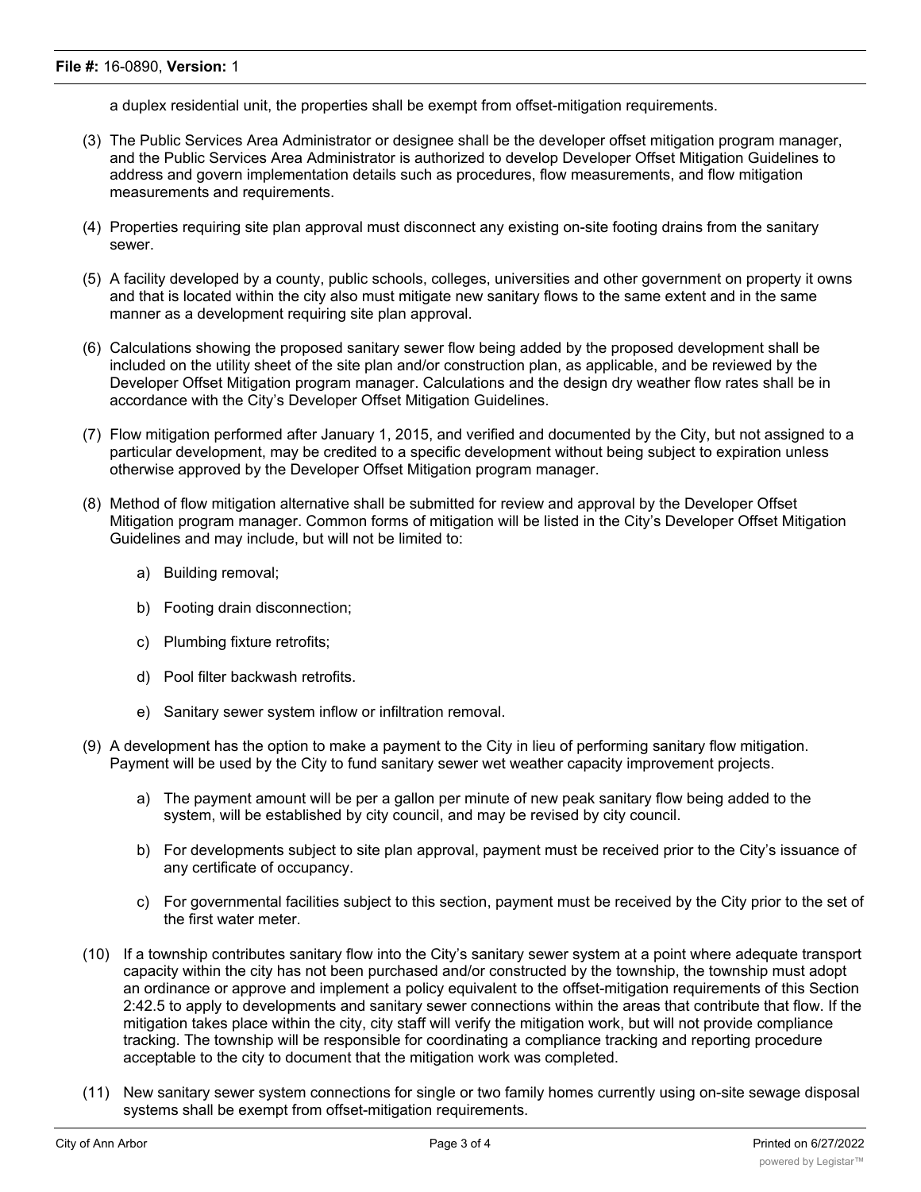a duplex residential unit, the properties shall be exempt from offset-mitigation requirements.

(3) The Public Services Area Administrator or designee shall be the developer offset mitigation program manager, and the Public Services Area Administrator is authorized to develop Developer Offset Mitigation Guidelines to address and govern implementation details such as procedures, flow measurements, and flow mitigation measurements and requirements.

(4) Properties requiring site plan approval must disconnect any existing on-site footing drains from the sanitary sewer.

(5) A facility developed by a county, public schools, colleges, universities and other government on property it owns and that is located within the city also must mitigate new sanitary flows to the same extent and in the same manner as a development requiring site plan approval.

(6) Calculations showing the proposed sanitary sewer flow being added by the proposed development shall be included on the utility sheet of the site plan and/or construction plan, as applicable, and be reviewed by the Developer Offset Mitigation program manager. Calculations and the design dry weather flow rates shall be in accordance with the City's Developer Offset Mitigation Guidelines.

(7) Flow mitigation performed after January 1, 2015, and verified and documented by the City, but not assigned to a particular development, may be credited to a specific development without being subject to expiration unless otherwise approved by the Developer Offset Mitigation program manager.

(8) Method of flow mitigation alternative shall be submitted for review and approval by the Developer Offset Mitigation program manager. Common forms of mitigation will be listed in the City's Developer Offset Mitigation Guidelines and may include, but will not be limited to:

   a) Building removal;

   b) Footing drain disconnection;

   c) Plumbing fixture retrofits;

   d) Pool filter backwash retrofits.

   e) Sanitary sewer system inflow or infiltration removal.

(9) A development has the option to make a payment to the City in lieu of performing sanitary flow mitigation. Payment will be used by the City to fund sanitary sewer wet weather capacity improvement projects.

   a) The payment amount will be per a gallon per minute of new peak sanitary flow being added to the system, will be established by city council, and may be revised by city council.

   b) For developments subject to site plan approval, payment must be received prior to the City's issuance of any certificate of occupancy.

   c) For governmental facilities subject to this section, payment must be received by the City prior to the set of the first water meter.

(10) If a township contributes sanitary flow into the City's sanitary sewer system at a point where adequate transport capacity within the city has not been purchased and/or constructed by the township, the township must adopt an ordinance or approve and implement a policy equivalent to the offset-mitigation requirements of this Section 2:42.5 to apply to developments and sanitary sewer connections within the areas that contribute that flow. If the mitigation takes place within the city, city staff will verify the mitigation work, but will not provide compliance tracking. The township will be responsible for coordinating a compliance tracking and reporting procedure acceptable to the city to document that the mitigation work was completed.

(11) New sanitary sewer system connections for single or two family homes currently using on-site sewage disposal systems shall be exempt from offset-mitigation requirements.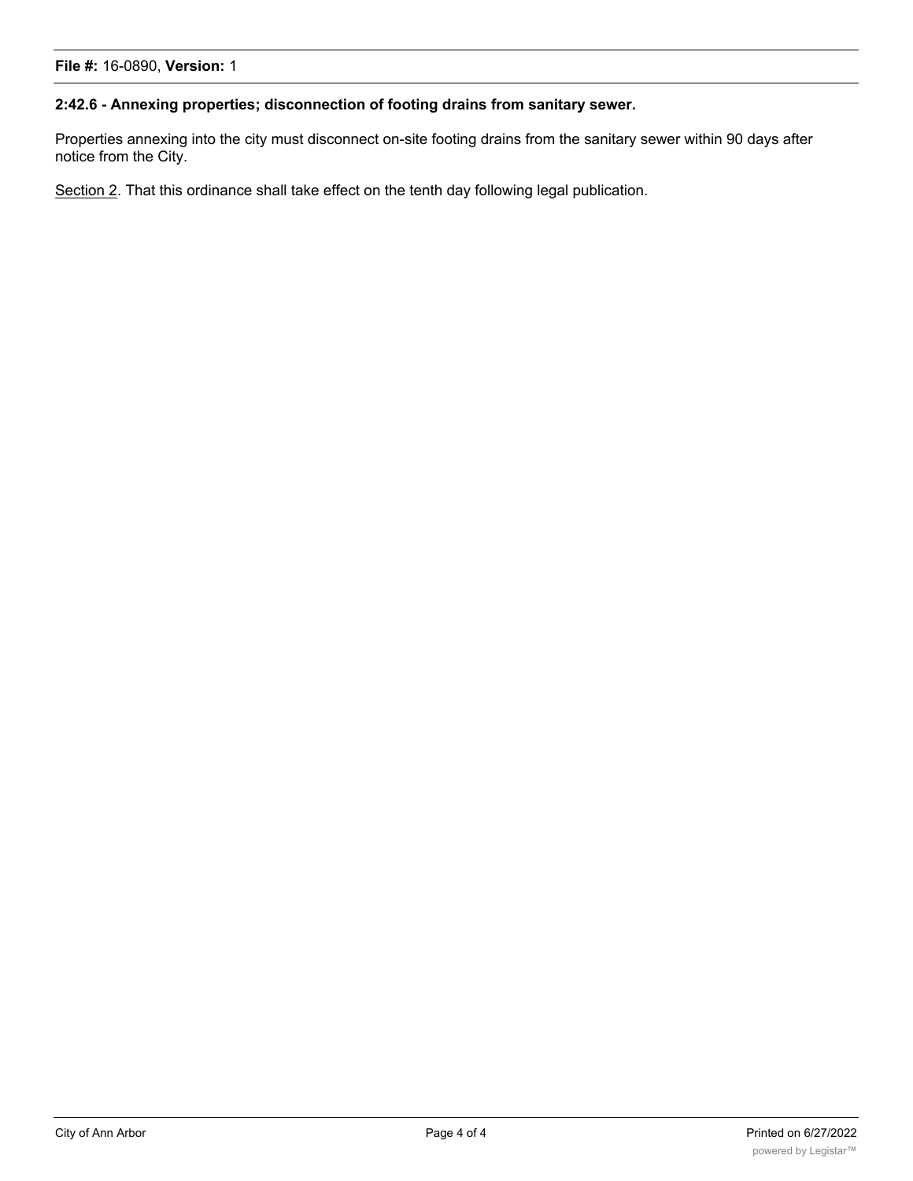**2:42.6 - Annexing properties; disconnection of footing drains from sanitary sewer.**

Properties annexing into the city must disconnect on-site footing drains from the sanitary sewer within 90 days after notice from the City.

Section 2. That this ordinance shall take effect on the tenth day following legal publication.